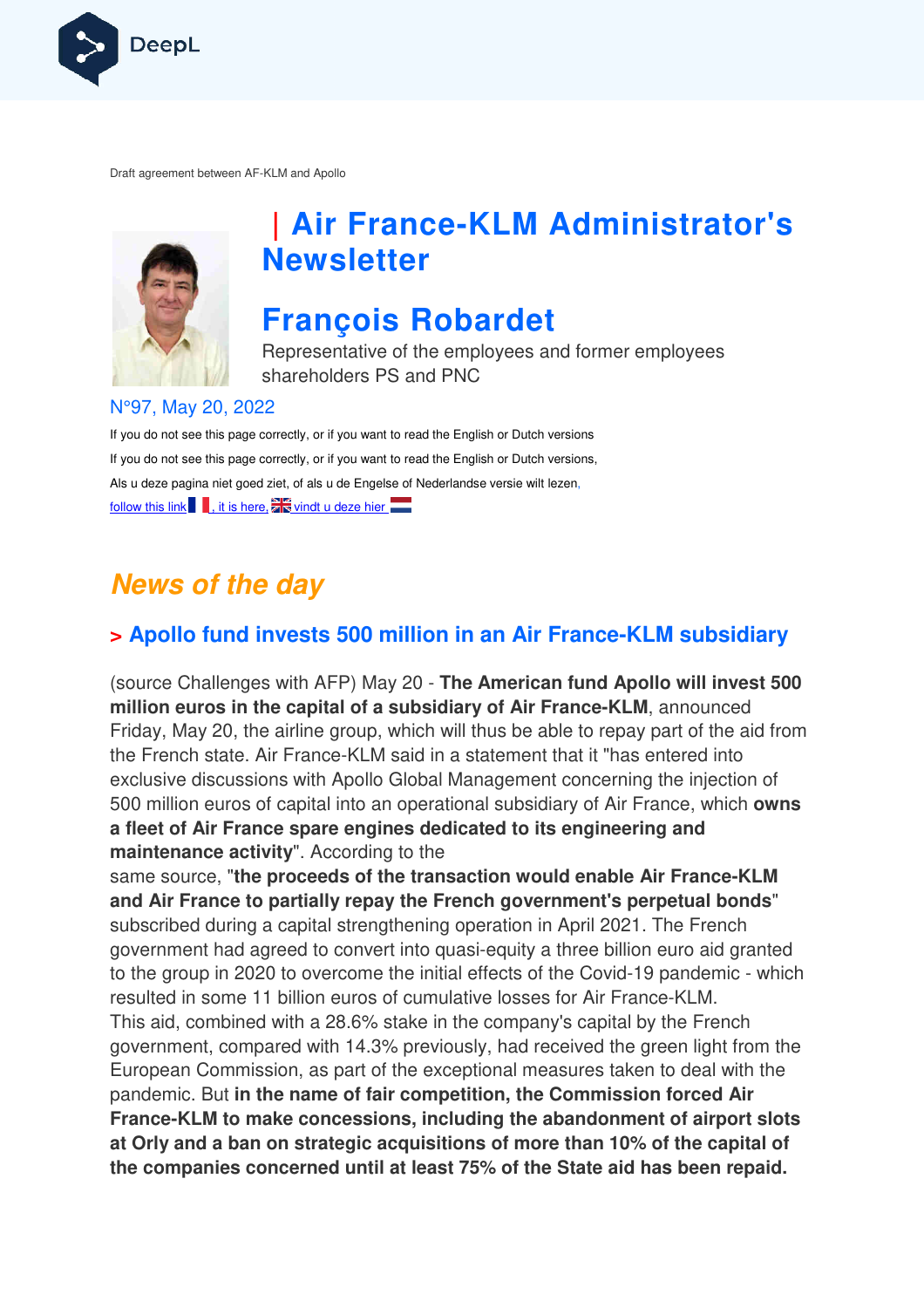Draft agreement between AF-KLM and Apollo

# | Air France-KLM Administrator's Newsletter

# François Robardet

Representative of the employees and former employees shareholders PS and PNC

N°97, May 20, 2022

If you do not see this page correctly, or if you want to read the English or Dutch versions

If you do not see this page correctly, or if you want to read the English or Dutch versions,

Als u deze pagina niet goed ziet, of als u de Engelse of Nederlandse versie wilt lezen,

follow this link, it is here, vindt u deze hier

## *News of the day*

### > Apollo fund invests 500 million in an Air France-KLM subsidiary

(source Challenges with AFP) May 20 - **The American fund Apollo will invest 500 million euros in the capital of a subsidiary of Air France-KLM**, announced Friday, May 20, the airline group, which will thus be able to repay part of the aid from the French state. Air France-KLM said in a statement that it "has entered into exclusive discussions with Apollo Global Management concerning the injection of 500 million euros of capital into an operational subsidiary of Air France, which **owns a fleet of Air France spare engines dedicated to its engineering and maintenance activity**". According to the same source, "**the proceeds of the transaction would enable Air France-KLM and Air France to partially repay the French government's perpetual bonds**" subscribed during a capital strengthening operation in April 2021. The French government had agreed to convert into quasi-equity a three billion euro aid granted to the group in 2020 to overcome the initial effects of the Covid-19 pandemic - which resulted in some 11 billion euros of cumulative losses for Air France-KLM.
This aid, combined with a 28.6% stake in the company's capital by the French government, compared with 14.3% previously, had received the green light from the European Commission, as part of the exceptional measures taken to deal with the pandemic. But **in the name of fair competition, the Commission forced Air France-KLM to make concessions, including the abandonment of airport slots at Orly and a ban on strategic acquisitions of more than 10% of the capital of the companies concerned until at least 75% of the State aid has been repaid.**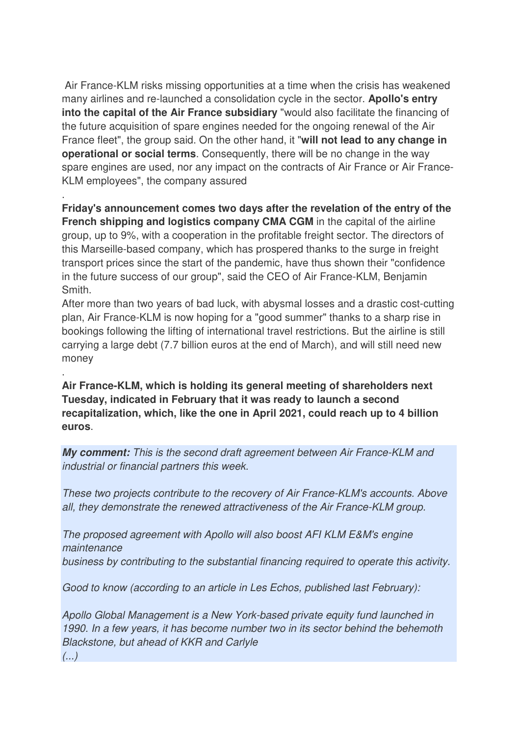Air France-KLM risks missing opportunities at a time when the crisis has weakened many airlines and re-launched a consolidation cycle in the sector. **Apollo's entry into the capital of the Air France subsidiary** "would also facilitate the financing of the future acquisition of spare engines needed for the ongoing renewal of the Air France fleet", the group said. On the other hand, it "**will not lead to any change in operational or social terms**. Consequently, there will be no change in the way spare engines are used, nor any impact on the contracts of Air France or Air France-KLM employees", the company assured

.

**Friday's announcement comes two days after the revelation of the entry of the French shipping and logistics company CMA CGM** in the capital of the airline group, up to 9%, with a cooperation in the profitable freight sector. The directors of this Marseille-based company, which has prospered thanks to the surge in freight transport prices since the start of the pandemic, have thus shown their "confidence in the future success of our group", said the CEO of Air France-KLM, Benjamin Smith.

After more than two years of bad luck, with abysmal losses and a drastic cost-cutting plan, Air France-KLM is now hoping for a "good summer" thanks to a sharp rise in bookings following the lifting of international travel restrictions. But the airline is still carrying a large debt (7.7 billion euros at the end of March), and will still need new money

.

**Air France-KLM, which is holding its general meeting of shareholders next Tuesday, indicated in February that it was ready to launch a second recapitalization, which, like the one in April 2021, could reach up to 4 billion euros**.

***My comment:*** *This is the second draft agreement between Air France-KLM and industrial or financial partners this week.*

*These two projects contribute to the recovery of Air France-KLM's accounts. Above all, they demonstrate the renewed attractiveness of the Air France-KLM group.*

*The proposed agreement with Apollo will also boost AFI KLM E&M's engine maintenance*
*business by contributing to the substantial financing required to operate this activity.*

*Good to know (according to an article in Les Echos, published last February):*

*Apollo Global Management is a New York-based private equity fund launched in 1990. In a few years, it has become number two in its sector behind the behemoth Blackstone, but ahead of KKR and Carlyle*
*(...)*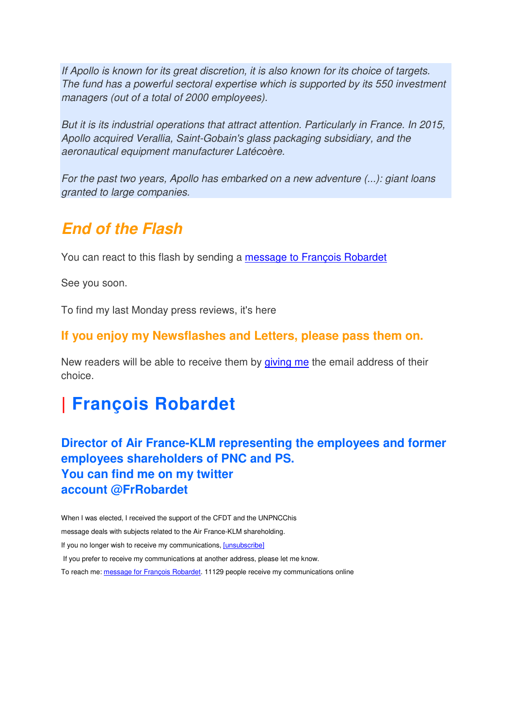*If Apollo is known for its great discretion, it is also known for its choice of targets. The fund has a powerful sectoral expertise which is supported by its 550 investment managers (out of a total of 2000 employees).*

*But it is its industrial operations that attract attention. Particularly in France. In 2015, Apollo acquired Verallia, Saint-Gobain's glass packaging subsidiary, and the aeronautical equipment manufacturer Latécoère.*

*For the past two years, Apollo has embarked on a new adventure (...): giant loans granted to large companies.*

## *End of the Flash*

You can react to this flash by sending a message to François Robardet

See you soon.

To find my last Monday press reviews, it's here

### If you enjoy my Newsflashes and Letters, please pass them on.

New readers will be able to receive them by giving me the email address of their choice.

# | François Robardet

### Director of Air France-KLM representing the employees and former employees shareholders of PNC and PS.
### You can find me on my twitter account @FrRobardet

When I was elected, I received the support of the CFDT and the UNPNCChis message deals with subjects related to the Air France-KLM shareholding.

If you no longer wish to receive my communications, [unsubscribe]

If you prefer to receive my communications at another address, please let me know.

To reach me: message for François Robardet. 11129 people receive my communications online